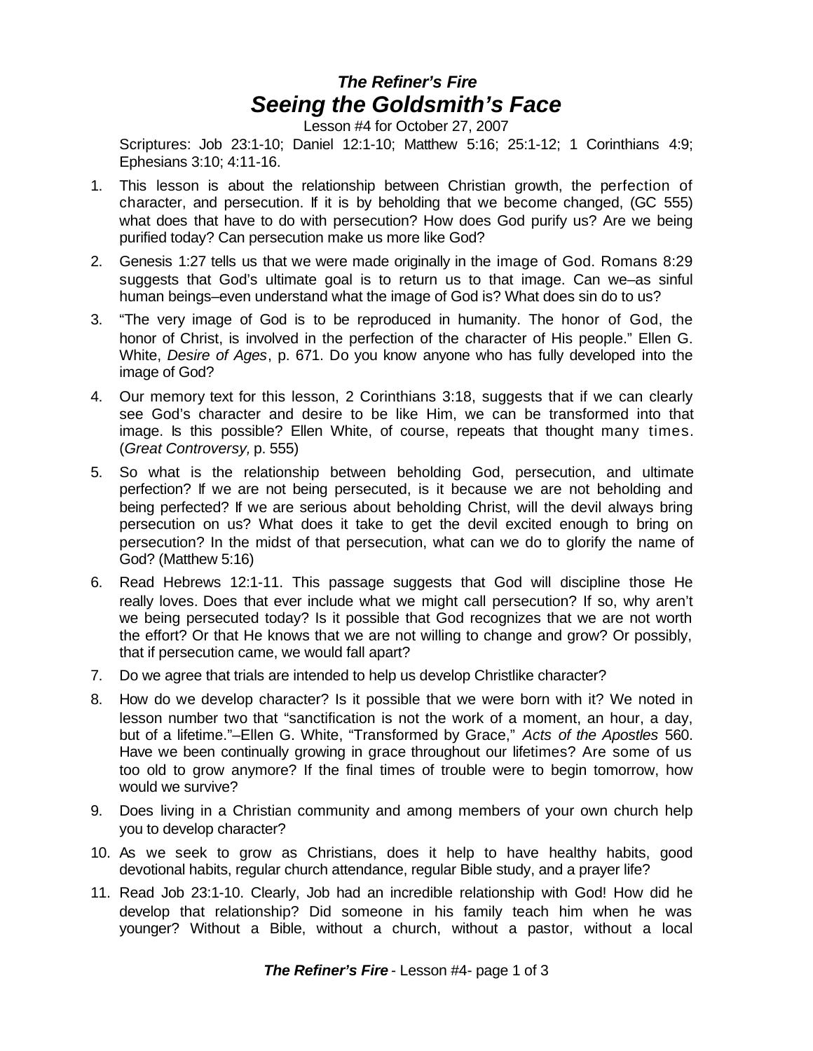# *The Refiner's Fire*

## *Seeing the Goldsmith's Face*

Lesson #4 for October 27, 2007

Scriptures: Job 23:1-10; Daniel 12:1-10; Matthew 5:16; 25:1-12; 1 Corinthians 4:9; Ephesians 3:10; 4:11-16.

1. This lesson is about the relationship between Christian growth, the perfection of character, and persecution. If it is by beholding that we become changed, (GC 555) what does that have to do with persecution? How does God purify us? Are we being purified today? Can persecution make us more like God?

2. Genesis 1:27 tells us that we were made originally in the image of God. Romans 8:29 suggests that God's ultimate goal is to return us to that image. Can we–as sinful human beings–even understand what the image of God is? What does sin do to us?

3. "The very image of God is to be reproduced in humanity. The honor of God, the honor of Christ, is involved in the perfection of the character of His people." Ellen G. White, *Desire of Ages*, p. 671. Do you know anyone who has fully developed into the image of God?

4. Our memory text for this lesson, 2 Corinthians 3:18, suggests that if we can clearly see God's character and desire to be like Him, we can be transformed into that image. Is this possible? Ellen White, of course, repeats that thought many times. (*Great Controversy,* p. 555)

5. So what is the relationship between beholding God, persecution, and ultimate perfection? If we are not being persecuted, is it because we are not beholding and being perfected? If we are serious about beholding Christ, will the devil always bring persecution on us? What does it take to get the devil excited enough to bring on persecution? In the midst of that persecution, what can we do to glorify the name of God? (Matthew 5:16)

6. Read Hebrews 12:1-11. This passage suggests that God will discipline those He really loves. Does that ever include what we might call persecution? If so, why aren't we being persecuted today? Is it possible that God recognizes that we are not worth the effort? Or that He knows that we are not willing to change and grow? Or possibly, that if persecution came, we would fall apart?

7. Do we agree that trials are intended to help us develop Christlike character?

8. How do we develop character? Is it possible that we were born with it? We noted in lesson number two that "sanctification is not the work of a moment, an hour, a day, but of a lifetime."–Ellen G. White, "Transformed by Grace," *Acts of the Apostles* 560. Have we been continually growing in grace throughout our lifetimes? Are some of us too old to grow anymore? If the final times of trouble were to begin tomorrow, how would we survive?

9. Does living in a Christian community and among members of your own church help you to develop character?

10. As we seek to grow as Christians, does it help to have healthy habits, good devotional habits, regular church attendance, regular Bible study, and a prayer life?

11. Read Job 23:1-10. Clearly, Job had an incredible relationship with God! How did he develop that relationship? Did someone in his family teach him when he was younger? Without a Bible, without a church, without a pastor, without a local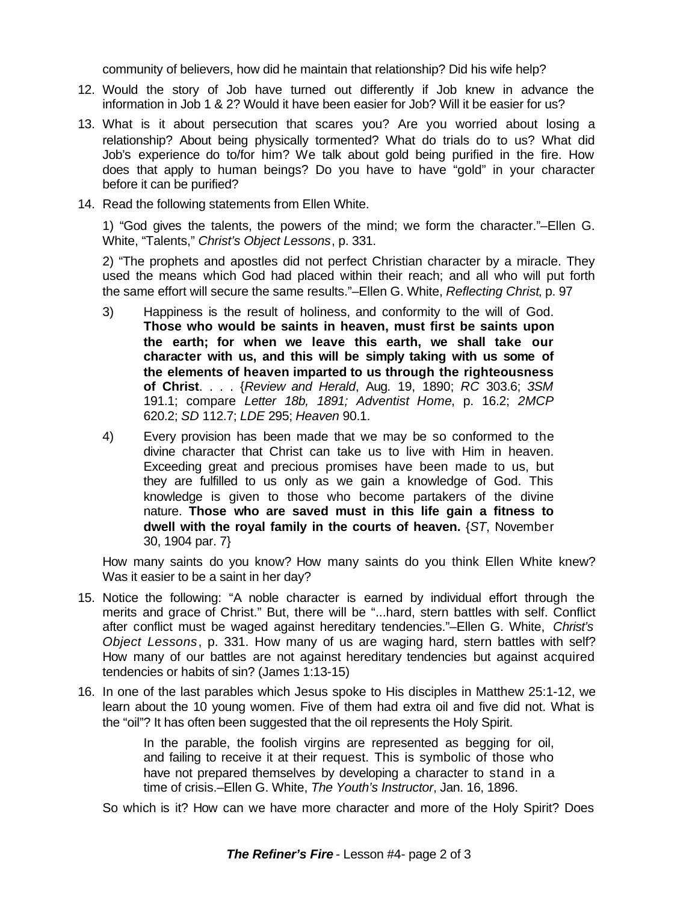community of believers, how did he maintain that relationship? Did his wife help?

12. Would the story of Job have turned out differently if Job knew in advance the information in Job 1 & 2? Would it have been easier for Job? Will it be easier for us?

13. What is it about persecution that scares you? Are you worried about losing a relationship? About being physically tormented? What do trials do to us? What did Job's experience do to/for him? We talk about gold being purified in the fire. How does that apply to human beings? Do you have to have "gold" in your character before it can be purified?

14. Read the following statements from Ellen White.

   1) "God gives the talents, the powers of the mind; we form the character."–Ellen G. White, "Talents," *Christ's Object Lessons*, p. 331.

   2) "The prophets and apostles did not perfect Christian character by a miracle. They used the means which God had placed within their reach; and all who will put forth the same effort will secure the same results."–Ellen G. White, *Reflecting Christ*, p. 97

   3) Happiness is the result of holiness, and conformity to the will of God. **Those who would be saints in heaven, must first be saints upon the earth; for when we leave this earth, we shall take our character with us, and this will be simply taking with us some of the elements of heaven imparted to us through the righteousness of Christ**. . . . {*Review and Herald*, Aug. 19, 1890; *RC* 303.6; *3SM* 191.1; compare *Letter 18b, 1891; Adventist Home*, p. 16.2; *2MCP* 620.2; *SD* 112.7; *LDE* 295; *Heaven* 90.1.

   4) Every provision has been made that we may be so conformed to the divine character that Christ can take us to live with Him in heaven. Exceeding great and precious promises have been made to us, but they are fulfilled to us only as we gain a knowledge of God. This knowledge is given to those who become partakers of the divine nature. **Those who are saved must in this life gain a fitness to dwell with the royal family in the courts of heaven.** {*ST*, November 30, 1904 par. 7}

   How many saints do you know? How many saints do you think Ellen White knew? Was it easier to be a saint in her day?

15. Notice the following: "A noble character is earned by individual effort through the merits and grace of Christ." But, there will be "...hard, stern battles with self. Conflict after conflict must be waged against hereditary tendencies."–Ellen G. White, *Christ's Object Lessons*, p. 331. How many of us are waging hard, stern battles with self? How many of our battles are not against hereditary tendencies but against acquired tendencies or habits of sin? (James 1:13-15)

16. In one of the last parables which Jesus spoke to His disciples in Matthew 25:1-12, we learn about the 10 young women. Five of them had extra oil and five did not. What is the "oil"? It has often been suggested that the oil represents the Holy Spirit.

   > In the parable, the foolish virgins are represented as begging for oil, and failing to receive it at their request. This is symbolic of those who have not prepared themselves by developing a character to stand in a time of crisis.–Ellen G. White, *The Youth's Instructor*, Jan. 16, 1896.

   So which is it? How can we have more character and more of the Holy Spirit? Does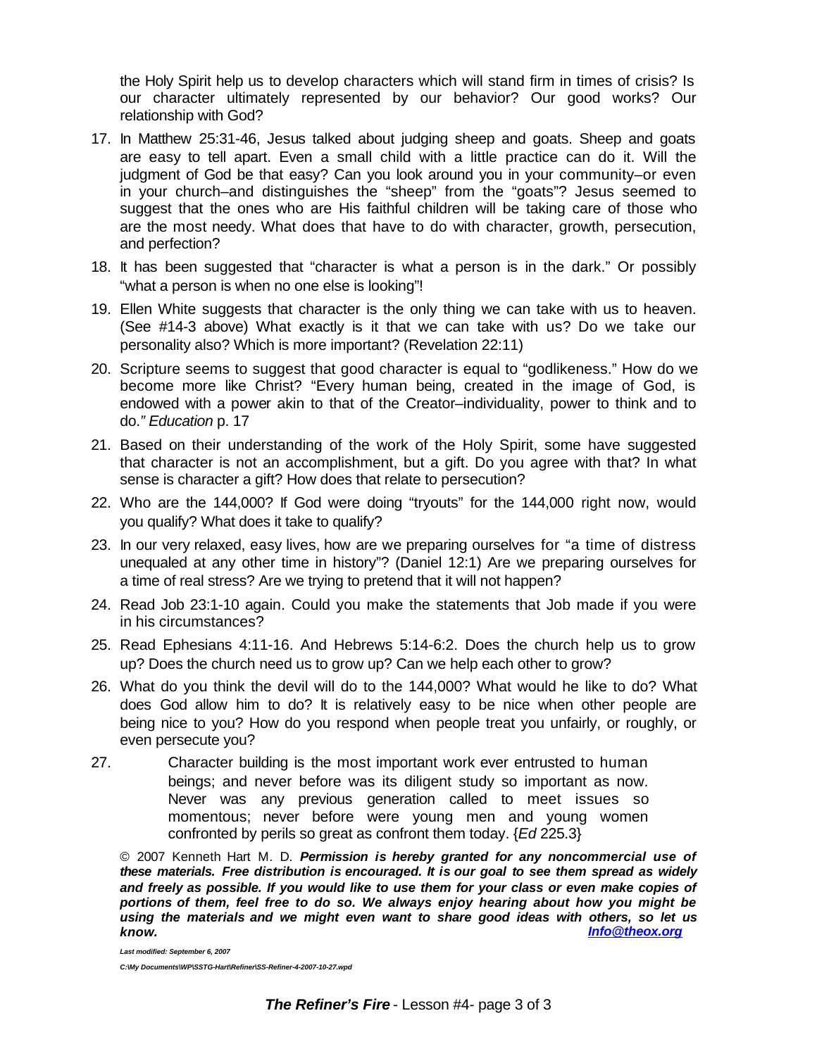the Holy Spirit help us to develop characters which will stand firm in times of crisis? Is our character ultimately represented by our behavior? Our good works? Our relationship with God?

17. In Matthew 25:31-46, Jesus talked about judging sheep and goats. Sheep and goats are easy to tell apart. Even a small child with a little practice can do it. Will the judgment of God be that easy? Can you look around you in your community–or even in your church–and distinguishes the "sheep" from the "goats"? Jesus seemed to suggest that the ones who are His faithful children will be taking care of those who are the most needy. What does that have to do with character, growth, persecution, and perfection?

18. It has been suggested that "character is what a person is in the dark." Or possibly "what a person is when no one else is looking"!

19. Ellen White suggests that character is the only thing we can take with us to heaven. (See #14-3 above) What exactly is it that we can take with us? Do we take our personality also? Which is more important? (Revelation 22:11)

20. Scripture seems to suggest that good character is equal to "godlikeness." How do we become more like Christ? "Every human being, created in the image of God, is endowed with a power akin to that of the Creator–individuality, power to think and to do." *Education* p. 17

21. Based on their understanding of the work of the Holy Spirit, some have suggested that character is not an accomplishment, but a gift. Do you agree with that? In what sense is character a gift? How does that relate to persecution?

22. Who are the 144,000? If God were doing "tryouts" for the 144,000 right now, would you qualify? What does it take to qualify?

23. In our very relaxed, easy lives, how are we preparing ourselves for "a time of distress unequaled at any other time in history"? (Daniel 12:1) Are we preparing ourselves for a time of real stress? Are we trying to pretend that it will not happen?

24. Read Job 23:1-10 again. Could you make the statements that Job made if you were in his circumstances?

25. Read Ephesians 4:11-16. And Hebrews 5:14-6:2. Does the church help us to grow up? Does the church need us to grow up? Can we help each other to grow?

26. What do you think the devil will do to the 144,000? What would he like to do? What does God allow him to do? It is relatively easy to be nice when other people are being nice to you? How do you respond when people treat you unfairly, or roughly, or even persecute you?

27. > Character building is the most important work ever entrusted to human beings; and never before was its diligent study so important as now. Never was any previous generation called to meet issues so momentous; never before were young men and young women confronted by perils so great as confront them today. {*Ed* 225.3}

© 2007 Kenneth Hart M. D. ***Permission is hereby granted for any noncommercial use of these materials. Free distribution is encouraged. It is our goal to see them spread as widely and freely as possible. If you would like to use them for your class or even make copies of portions of them, feel free to do so. We always enjoy hearing about how you might be using the materials and we might even want to share good ideas with others, so let us know.*** ***Info@theox.org***

***Last modified: September 6, 2007***

***C:\My Documents\WP\SSTG-Hart\Refiner\SS-Refiner-4-2007-10-27.wpd***